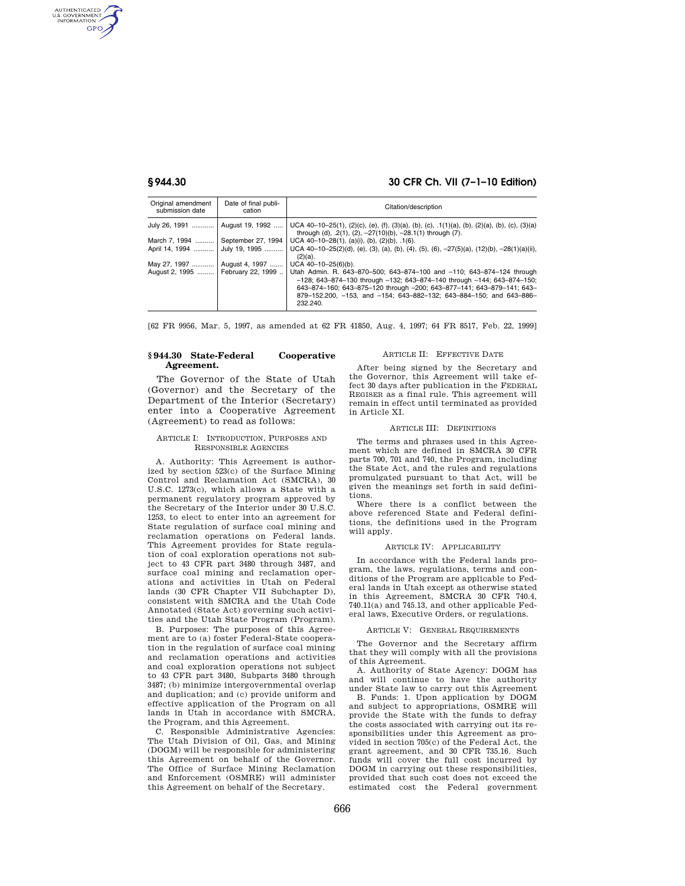| Original amendment submission date | Date of final publication | Citation/description |
| --- | --- | --- |
| July 26, 1991 | August 19, 1992 | UCA 40–10–25(1), (2)(c), (e), (f), (3)(a), (b), (c), .1(1)(a), (b), (2)(a), (b), (c), (3)(a) through (d), .2(1), (2), –27(10)(b), –28.1(1) through (7). |
| March 7, 1994 | September 27, 1994 | UCA 40–10–28(1), (a)(i), (b), (2)(b), .1(6). |
| April 14, 1994 | July 19, 1995 | UCA 40–10–25(2)(d), (e), (3), (a), (b), (4), (5), (6), –27(5)(a), (12)(b), –28(1)(a)(ii), (2)(a). |
| May 27, 1997 | August 4, 1997 | UCA 40–10–25(6)(b). |
| August 2, 1995 | February 22, 1999 | Utah Admin. R. 643–870–500; 643–874–100 and –110; 643–874–124 through –128; 643–874–130 through –132; 643–874–140 through –144; 643–874–150; 643–874–160; 643–875–120 through –200; 643–877–141; 643–879–141; 643–879–152.200, –153, and –154; 643–882–132; 643–884–150; and 643–886–232.240. |

[62 FR 9956, Mar. 5, 1997, as amended at 62 FR 41850, Aug. 4, 1997; 64 FR 8517, Feb. 22, 1999]

## § 944.30 State-Federal Cooperative Agreement.

The Governor of the State of Utah (Governor) and the Secretary of the Department of the Interior (Secretary) enter into a Cooperative Agreement (Agreement) to read as follows:

### ARTICLE I: INTRODUCTION, PURPOSES AND RESPONSIBLE AGENCIES

A. Authority: This Agreement is authorized by section 523(c) of the Surface Mining Control and Reclamation Act (SMCRA), 30 U.S.C. 1273(c), which allows a State with a permanent regulatory program approved by the Secretary of the Interior under 30 U.S.C. 1253, to elect to enter into an agreement for State regulation of surface coal mining and reclamation operations on Federal lands. This Agreement provides for State regulation of coal exploration operations not subject to 43 CFR part 3480 through 3487, and surface coal mining and reclamation operations and activities in Utah on Federal lands (30 CFR Chapter VII Subchapter D), consistent with SMCRA and the Utah Code Annotated (State Act) governing such activities and the Utah State Program (Program).

B. Purposes: The purposes of this Agreement are to (a) foster Federal-State cooperation in the regulation of surface coal mining and reclamation operations and activities and coal exploration operations not subject to 43 CFR part 3480, Subparts 3480 through 3487; (b) minimize intergovernmental overlap and duplication; and (c) provide uniform and effective application of the Program on all lands in Utah in accordance with SMCRA, the Program, and this Agreement.

C. Responsible Administrative Agencies: The Utah Division of Oil, Gas, and Mining (DOGM) will be responsible for administering this Agreement on behalf of the Governor. The Office of Surface Mining Reclamation and Enforcement (OSMRE) will administer this Agreement on behalf of the Secretary.

### ARTICLE II: EFFECTIVE DATE

After being signed by the Secretary and the Governor, this Agreement will take effect 30 days after publication in the FEDERAL REGISER as a final rule. This agreement will remain in effect until terminated as provided in Article XI.

### ARTICLE III: DEFINITIONS

The terms and phrases used in this Agreement which are defined in SMCRA 30 CFR parts 700, 701 and 740, the Program, including the State Act, and the rules and regulations promulgated pursuant to that Act, will be given the meanings set forth in said definitions.

Where there is a conflict between the above referenced State and Federal definitions, the definitions used in the Program will apply.

### ARTICLE IV: APPLICABILITY

In accordance with the Federal lands program, the laws, regulations, terms and conditions of the Program are applicable to Federal lands in Utah except as otherwise stated in this Agreement, SMCRA 30 CFR 740.4, 740.11(a) and 745.13, and other applicable Federal laws, Executive Orders, or regulations.

### ARTICLE V: GENERAL REQUIREMENTS

The Governor and the Secretary affirm that they will comply with all the provisions of this Agreement.

A. Authority of State Agency: DOGM has and will continue to have the authority under State law to carry out this Agreement

B. Funds: 1. Upon application by DOGM and subject to appropriations, OSMRE will provide the State with the funds to defray the costs associated with carrying out its responsibilities under this Agreement as provided in section 705(c) of the Federal Act, the grant agreement, and 30 CFR 735.16. Such funds will cover the full cost incurred by DOGM in carrying out these responsibilities, provided that such cost does not exceed the estimated cost the Federal government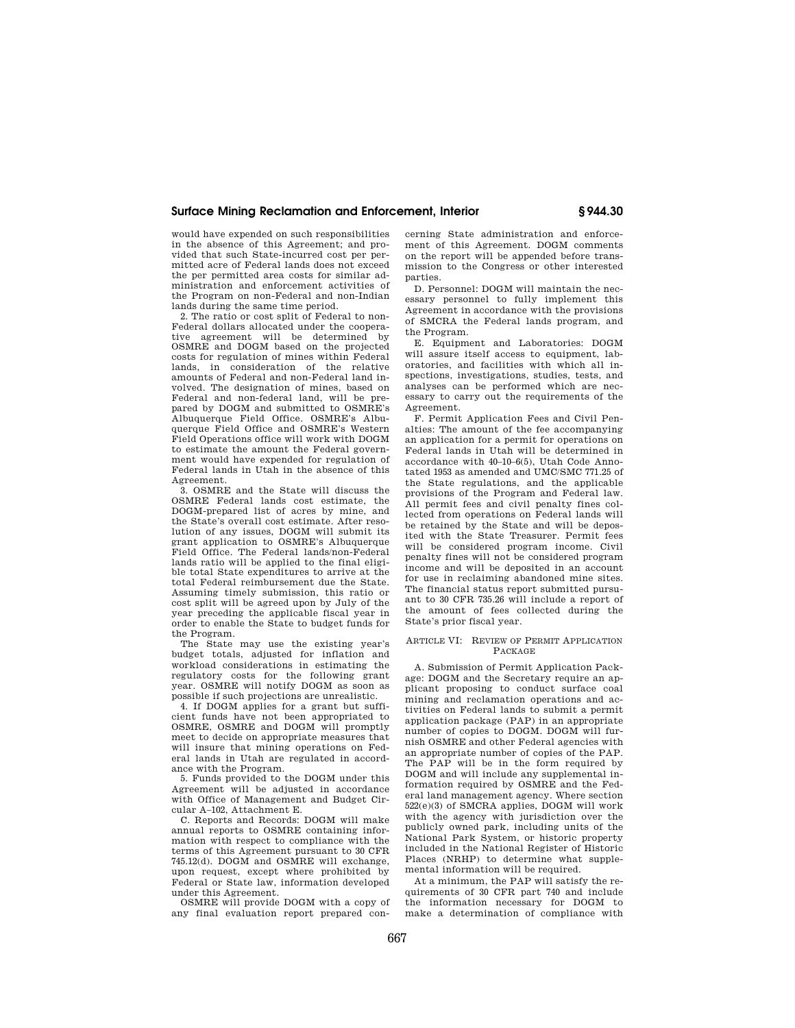would have expended on such responsibilities in the absence of this Agreement; and provided that such State-incurred cost per permitted acre of Federal lands does not exceed the per permitted area costs for similar administration and enforcement activities of the Program on non-Federal and non-Indian lands during the same time period.

2. The ratio or cost split of Federal to non-Federal dollars allocated under the cooperative agreement will be determined by OSMRE and DOGM based on the projected costs for regulation of mines within Federal lands, in consideration of the relative amounts of Federal and non-Federal land involved. The designation of mines, based on Federal and non-federal land, will be prepared by DOGM and submitted to OSMRE's Albuquerque Field Office. OSMRE's Albuquerque Field Office and OSMRE's Western Field Operations office will work with DOGM to estimate the amount the Federal government would have expended for regulation of Federal lands in Utah in the absence of this Agreement.

3. OSMRE and the State will discuss the OSMRE Federal lands cost estimate, the DOGM-prepared list of acres by mine, and the State's overall cost estimate. After resolution of any issues, DOGM will submit its grant application to OSMRE's Albuquerque Field Office. The Federal lands/non-Federal lands ratio will be applied to the final eligible total State expenditures to arrive at the total Federal reimbursement due the State. Assuming timely submission, this ratio or cost split will be agreed upon by July of the year preceding the applicable fiscal year in order to enable the State to budget funds for the Program.

The State may use the existing year's budget totals, adjusted for inflation and workload considerations in estimating the regulatory costs for the following grant year. OSMRE will notify DOGM as soon as possible if such projections are unrealistic.

4. If DOGM applies for a grant but sufficient funds have not been appropriated to OSMRE, OSMRE and DOGM will promptly meet to decide on appropriate measures that will insure that mining operations on Federal lands in Utah are regulated in accordance with the Program.

5. Funds provided to the DOGM under this Agreement will be adjusted in accordance with Office of Management and Budget Circular A–102, Attachment E.

C. Reports and Records: DOGM will make annual reports to OSMRE containing information with respect to compliance with the terms of this Agreement pursuant to 30 CFR 745.12(d). DOGM and OSMRE will exchange, upon request, except where prohibited by Federal or State law, information developed under this Agreement.

OSMRE will provide DOGM with a copy of any final evaluation report prepared concerning State administration and enforcement of this Agreement. DOGM comments on the report will be appended before transmission to the Congress or other interested parties.

D. Personnel: DOGM will maintain the necessary personnel to fully implement this Agreement in accordance with the provisions of SMCRA the Federal lands program, and the Program.

E. Equipment and Laboratories: DOGM will assure itself access to equipment, laboratories, and facilities with which all inspections, investigations, studies, tests, and analyses can be performed which are necessary to carry out the requirements of the Agreement.

F. Permit Application Fees and Civil Penalties: The amount of the fee accompanying an application for a permit for operations on Federal lands in Utah will be determined in accordance with 40–10–6(5), Utah Code Annotated 1953 as amended and UMC/SMC 771.25 of the State regulations, and the applicable provisions of the Program and Federal law. All permit fees and civil penalty fines collected from operations on Federal lands will be retained by the State and will be deposited with the State Treasurer. Permit fees will be considered program income. Civil penalty fines will not be considered program income and will be deposited in an account for use in reclaiming abandoned mine sites. The financial status report submitted pursuant to 30 CFR 735.26 will include a report of the amount of fees collected during the State's prior fiscal year.

ARTICLE VI: REVIEW OF PERMIT APPLICATION PACKAGE

A. Submission of Permit Application Package: DOGM and the Secretary require an applicant proposing to conduct surface coal mining and reclamation operations and activities on Federal lands to submit a permit application package (PAP) in an appropriate number of copies to DOGM. DOGM will furnish OSMRE and other Federal agencies with an appropriate number of copies of the PAP. The PAP will be in the form required by DOGM and will include any supplemental information required by OSMRE and the Federal land management agency. Where section 522(e)(3) of SMCRA applies, DOGM will work with the agency with jurisdiction over the publicly owned park, including units of the National Park System, or historic property included in the National Register of Historic Places (NRHP) to determine what supplemental information will be required.

At a minimum, the PAP will satisfy the requirements of 30 CFR part 740 and include the information necessary for DOGM to make a determination of compliance with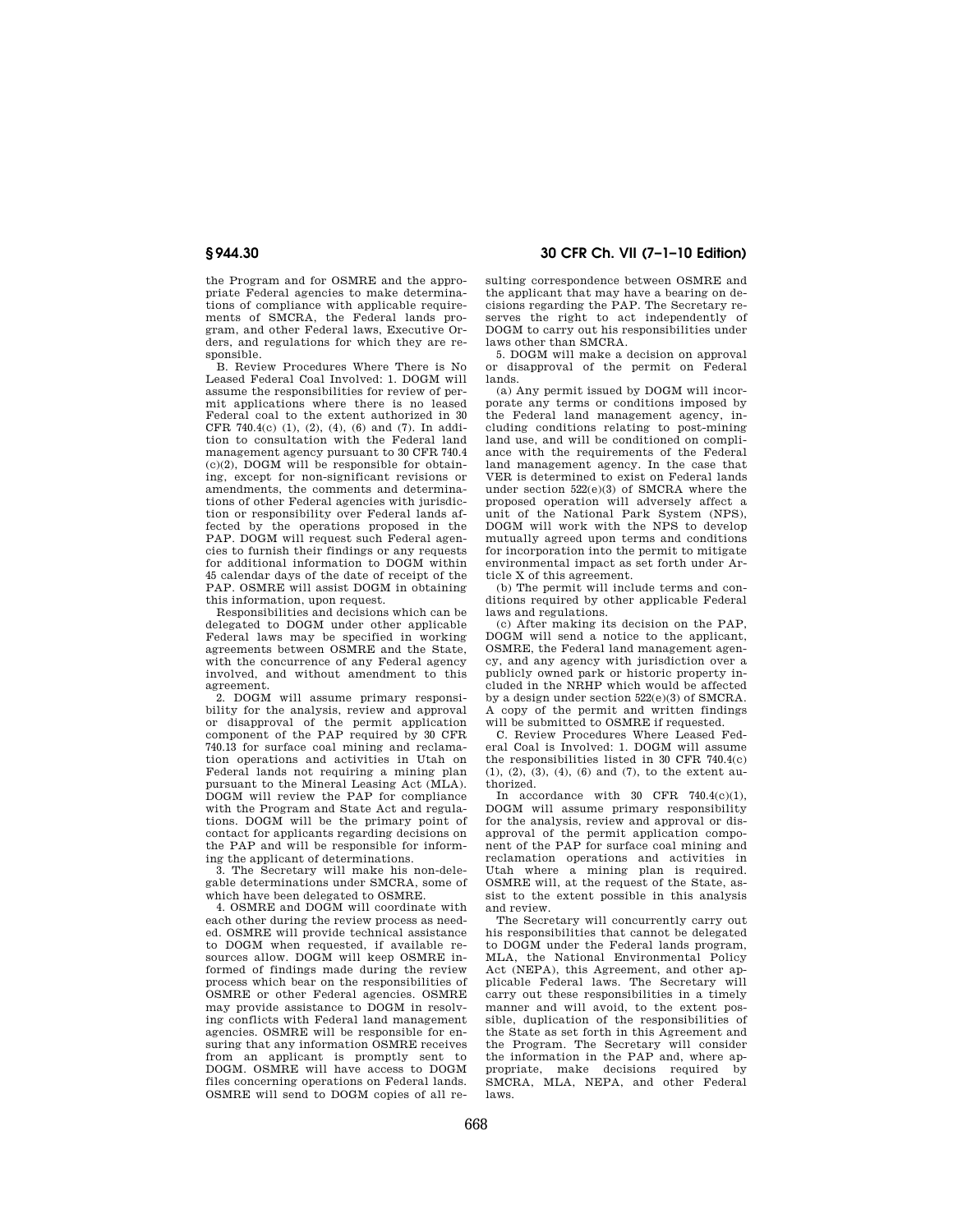the Program and for OSMRE and the appropriate Federal agencies to make determinations of compliance with applicable requirements of SMCRA, the Federal lands program, and other Federal laws, Executive Orders, and regulations for which they are responsible.

B. Review Procedures Where There is No Leased Federal Coal Involved: 1. DOGM will assume the responsibilities for review of permit applications where there is no leased Federal coal to the extent authorized in 30 CFR 740.4(c) (1), (2), (4), (6) and (7). In addition to consultation with the Federal land management agency pursuant to 30 CFR 740.4 (c)(2), DOGM will be responsible for obtaining, except for non-significant revisions or amendments, the comments and determinations of other Federal agencies with jurisdiction or responsibility over Federal lands affected by the operations proposed in the PAP. DOGM will request such Federal agencies to furnish their findings or any requests for additional information to DOGM within 45 calendar days of the date of receipt of the PAP. OSMRE will assist DOGM in obtaining this information, upon request.

Responsibilities and decisions which can be delegated to DOGM under other applicable Federal laws may be specified in working agreements between OSMRE and the State, with the concurrence of any Federal agency involved, and without amendment to this agreement.

2. DOGM will assume primary responsibility for the analysis, review and approval or disapproval of the permit application component of the PAP required by 30 CFR 740.13 for surface coal mining and reclamation operations and activities in Utah on Federal lands not requiring a mining plan pursuant to the Mineral Leasing Act (MLA). DOGM will review the PAP for compliance with the Program and State Act and regulations. DOGM will be the primary point of contact for applicants regarding decisions on the PAP and will be responsible for informing the applicant of determinations.

3. The Secretary will make his non-delegable determinations under SMCRA, some of which have been delegated to OSMRE.

4. OSMRE and DOGM will coordinate with each other during the review process as needed. OSMRE will provide technical assistance to DOGM when requested, if available resources allow. DOGM will keep OSMRE informed of findings made during the review process which bear on the responsibilities of OSMRE or other Federal agencies. OSMRE may provide assistance to DOGM in resolving conflicts with Federal land management agencies. OSMRE will be responsible for ensuring that any information OSMRE receives from an applicant is promptly sent to DOGM. OSMRE will have access to DOGM files concerning operations on Federal lands. OSMRE will send to DOGM copies of all resulting correspondence between OSMRE and the applicant that may have a bearing on decisions regarding the PAP. The Secretary reserves the right to act independently of DOGM to carry out his responsibilities under laws other than SMCRA.

5. DOGM will make a decision on approval or disapproval of the permit on Federal lands.

(a) Any permit issued by DOGM will incorporate any terms or conditions imposed by the Federal land management agency, including conditions relating to post-mining land use, and will be conditioned on compliance with the requirements of the Federal land management agency. In the case that VER is determined to exist on Federal lands under section 522(e)(3) of SMCRA where the proposed operation will adversely affect a unit of the National Park System (NPS), DOGM will work with the NPS to develop mutually agreed upon terms and conditions for incorporation into the permit to mitigate environmental impact as set forth under Article X of this agreement.

(b) The permit will include terms and conditions required by other applicable Federal laws and regulations.

(c) After making its decision on the PAP, DOGM will send a notice to the applicant, OSMRE, the Federal land management agency, and any agency with jurisdiction over a publicly owned park or historic property included in the NRHP which would be affected by a design under section 522(e)(3) of SMCRA. A copy of the permit and written findings will be submitted to OSMRE if requested.

C. Review Procedures Where Leased Federal Coal is Involved: 1. DOGM will assume the responsibilities listed in 30 CFR 740.4(c) (1), (2), (3), (4), (6) and (7), to the extent authorized.

In accordance with 30 CFR 740.4(c)(1), DOGM will assume primary responsibility for the analysis, review and approval or disapproval of the permit application component of the PAP for surface coal mining and reclamation operations and activities in Utah where a mining plan is required. OSMRE will, at the request of the State, assist to the extent possible in this analysis and review.

The Secretary will concurrently carry out his responsibilities that cannot be delegated to DOGM under the Federal lands program, MLA, the National Environmental Policy Act (NEPA), this Agreement, and other applicable Federal laws. The Secretary will carry out these responsibilities in a timely manner and will avoid, to the extent possible, duplication of the responsibilities of the State as set forth in this Agreement and the Program. The Secretary will consider the information in the PAP and, where appropriate, make decisions required by SMCRA, MLA, NEPA, and other Federal laws.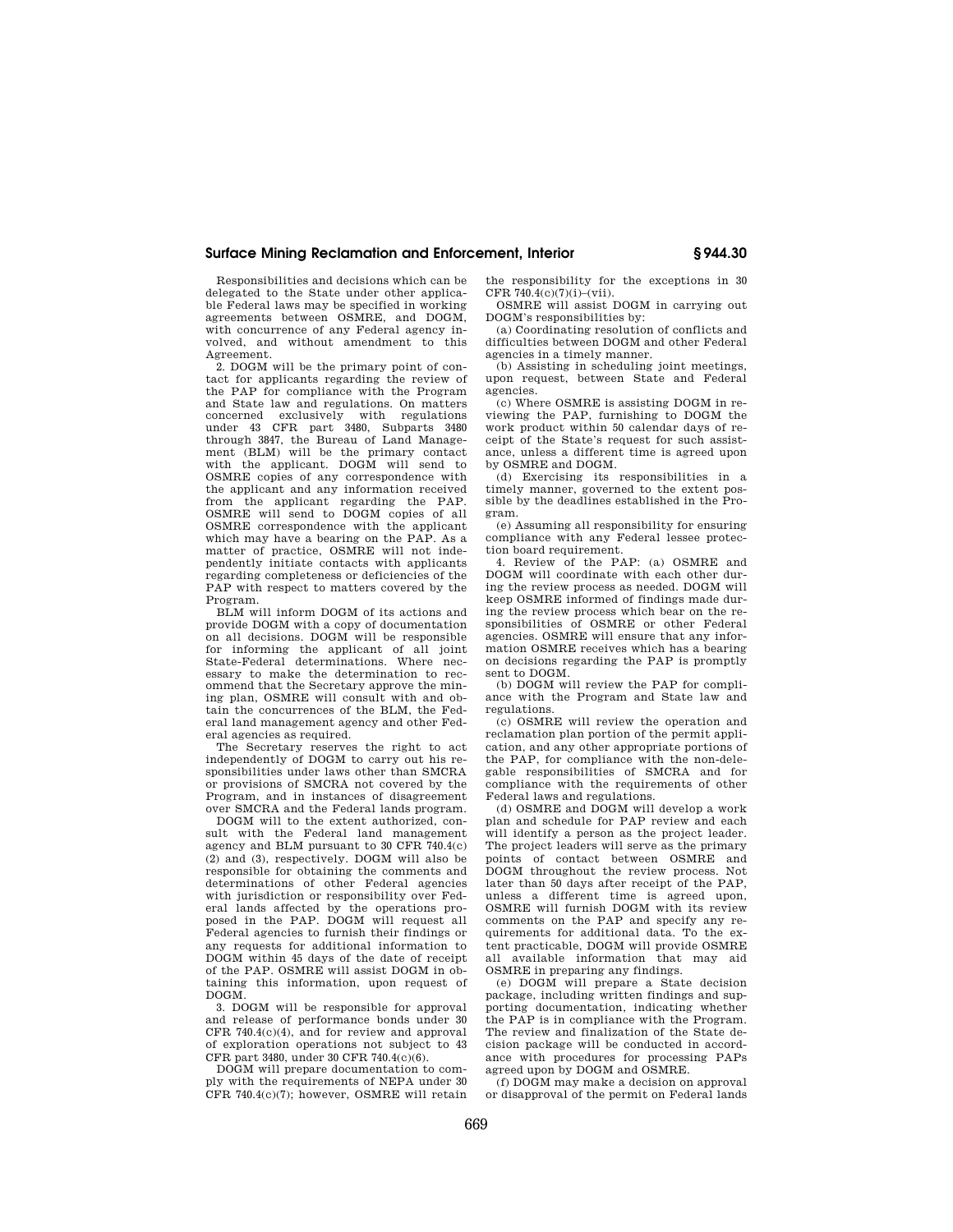Responsibilities and decisions which can be delegated to the State under other applicable Federal laws may be specified in working agreements between OSMRE, and DOGM, with concurrence of any Federal agency involved, and without amendment to this Agreement.

2. DOGM will be the primary point of contact for applicants regarding the review of the PAP for compliance with the Program and State law and regulations. On matters concerned exclusively with regulations under 43 CFR part 3480, Subparts 3480 through 3847, the Bureau of Land Management (BLM) will be the primary contact with the applicant. DOGM will send to OSMRE copies of any correspondence with the applicant and any information received from the applicant regarding the PAP. OSMRE will send to DOGM copies of all OSMRE correspondence with the applicant which may have a bearing on the PAP. As a matter of practice, OSMRE will not independently initiate contacts with applicants regarding completeness or deficiencies of the PAP with respect to matters covered by the Program.

BLM will inform DOGM of its actions and provide DOGM with a copy of documentation on all decisions. DOGM will be responsible for informing the applicant of all joint State-Federal determinations. Where necessary to make the determination to recommend that the Secretary approve the mining plan, OSMRE will consult with and obtain the concurrences of the BLM, the Federal land management agency and other Federal agencies as required.

The Secretary reserves the right to act independently of DOGM to carry out his responsibilities under laws other than SMCRA or provisions of SMCRA not covered by the Program, and in instances of disagreement over SMCRA and the Federal lands program.

DOGM will to the extent authorized, consult with the Federal land management agency and BLM pursuant to 30 CFR 740.4(c) (2) and (3), respectively. DOGM will also be responsible for obtaining the comments and determinations of other Federal agencies with jurisdiction or responsibility over Federal lands affected by the operations proposed in the PAP. DOGM will request all Federal agencies to furnish their findings or any requests for additional information to DOGM within 45 days of the date of receipt of the PAP. OSMRE will assist DOGM in obtaining this information, upon request of DOGM.

3. DOGM will be responsible for approval and release of performance bonds under 30 CFR 740.4(c)(4), and for review and approval of exploration operations not subject to 43 CFR part 3480, under 30 CFR 740.4(c)(6).

DOGM will prepare documentation to comply with the requirements of NEPA under 30 CFR 740.4(c)(7); however, OSMRE will retain the responsibility for the exceptions in 30 CFR 740.4(c)(7)(i)–(vii).

OSMRE will assist DOGM in carrying out DOGM's responsibilities by:

(a) Coordinating resolution of conflicts and difficulties between DOGM and other Federal agencies in a timely manner.

(b) Assisting in scheduling joint meetings, upon request, between State and Federal agencies.

(c) Where OSMRE is assisting DOGM in reviewing the PAP, furnishing to DOGM the work product within 50 calendar days of receipt of the State's request for such assistance, unless a different time is agreed upon by OSMRE and DOGM.

(d) Exercising its responsibilities in a timely manner, governed to the extent possible by the deadlines established in the Program.

(e) Assuming all responsibility for ensuring compliance with any Federal lessee protection board requirement.

4. Review of the PAP: (a) OSMRE and DOGM will coordinate with each other during the review process as needed. DOGM will keep OSMRE informed of findings made during the review process which bear on the responsibilities of OSMRE or other Federal agencies. OSMRE will ensure that any information OSMRE receives which has a bearing on decisions regarding the PAP is promptly sent to DOGM.

(b) DOGM will review the PAP for compliance with the Program and State law and regulations.

(c) OSMRE will review the operation and reclamation plan portion of the permit application, and any other appropriate portions of the PAP, for compliance with the non-delegable responsibilities of SMCRA and for compliance with the requirements of other Federal laws and regulations.

(d) OSMRE and DOGM will develop a work plan and schedule for PAP review and each will identify a person as the project leader. The project leaders will serve as the primary points of contact between OSMRE and DOGM throughout the review process. Not later than 50 days after receipt of the PAP, unless a different time is agreed upon, OSMRE will furnish DOGM with its review comments on the PAP and specify any requirements for additional data. To the extent practicable, DOGM will provide OSMRE all available information that may aid OSMRE in preparing any findings.

(e) DOGM will prepare a State decision package, including written findings and supporting documentation, indicating whether the PAP is in compliance with the Program. The review and finalization of the State decision package will be conducted in accordance with procedures for processing PAPs agreed upon by DOGM and OSMRE.

(f) DOGM may make a decision on approval or disapproval of the permit on Federal lands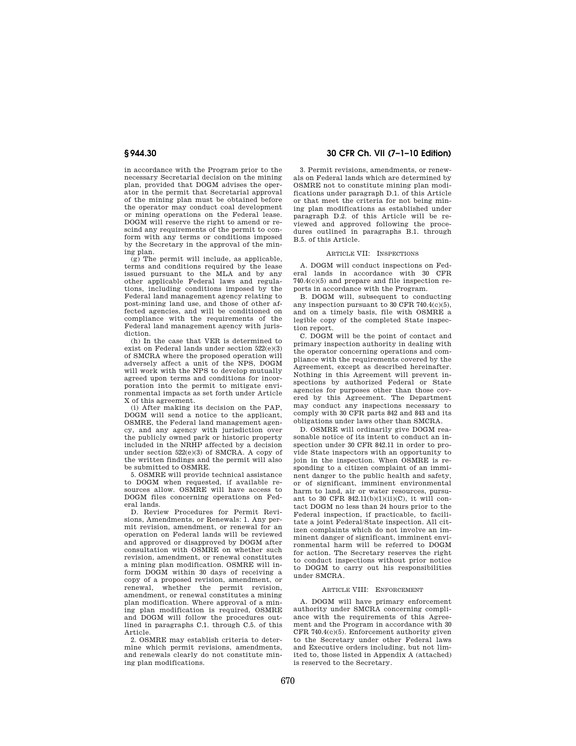in accordance with the Program prior to the necessary Secretarial decision on the mining plan, provided that DOGM advises the operator in the permit that Secretarial approval of the mining plan must be obtained before the operator may conduct coal development or mining operations on the Federal lease. DOGM will reserve the right to amend or rescind any requirements of the permit to conform with any terms or conditions imposed by the Secretary in the approval of the mining plan.

(g) The permit will include, as applicable, terms and conditions required by the lease issued pursuant to the MLA and by any other applicable Federal laws and regulations, including conditions imposed by the Federal land management agency relating to post-mining land use, and those of other affected agencies, and will be conditioned on compliance with the requirements of the Federal land management agency with jurisdiction.

(h) In the case that VER is determined to exist on Federal lands under section 522(e)(3) of SMCRA where the proposed operation will adversely affect a unit of the NPS, DOGM will work with the NPS to develop mutually agreed upon terms and conditions for incorporation into the permit to mitigate environmental impacts as set forth under Article X of this agreement.

(i) After making its decision on the PAP, DOGM will send a notice to the applicant, OSMRE, the Federal land management agency, and any agency with jurisdiction over the publicly owned park or historic property included in the NRHP affected by a decision under section 522(e)(3) of SMCRA. A copy of the written findings and the permit will also be submitted to OSMRE.

5. OSMRE will provide technical assistance to DOGM when requested, if available resources allow. OSMRE will have access to DOGM files concerning operations on Federal lands.

D. Review Procedures for Permit Revisions, Amendments, or Renewals: 1. Any permit revision, amendment, or renewal for an operation on Federal lands will be reviewed and approved or disapproved by DOGM after consultation with OSMRE on whether such revision, amendment, or renewal constitutes a mining plan modification. OSMRE will inform DOGM within 30 days of receiving a copy of a proposed revision, amendment, or renewal, whether the permit revision, amendment, or renewal constitutes a mining plan modification. Where approval of a mining plan modification is required, OSMRE and DOGM will follow the procedures outlined in paragraphs C.1. through C.5. of this Article.

2. OSMRE may establish criteria to determine which permit revisions, amendments, and renewals clearly do not constitute mining plan modifications.

3. Permit revisions, amendments, or renewals on Federal lands which are determined by OSMRE not to constitute mining plan modifications under paragraph D.1. of this Article or that meet the criteria for not being mining plan modifications as established under paragraph D.2. of this Article will be reviewed and approved following the procedures outlined in paragraphs B.1. through B.5. of this Article.

ARTICLE VII: INSPECTIONS

A. DOGM will conduct inspections on Federal lands in accordance with 30 CFR 740.4(c)(5) and prepare and file inspection reports in accordance with the Program.

B. DOGM will, subsequent to conducting any inspection pursuant to 30 CFR 740.4(c)(5), and on a timely basis, file with OSMRE a legible copy of the completed State inspection report.

C. DOGM will be the point of contact and primary inspection authority in dealing with the operator concerning operations and compliance with the requirements covered by the Agreement, except as described hereinafter. Nothing in this Agreement will prevent inspections by authorized Federal or State agencies for purposes other than those covered by this Agreement. The Department may conduct any inspections necessary to comply with 30 CFR parts 842 and 843 and its obligations under laws other than SMCRA.

D. OSMRE will ordinarily give DOGM reasonable notice of its intent to conduct an inspection under 30 CFR 842.11 in order to provide State inspectors with an opportunity to join in the inspection. When OSMRE is responding to a citizen complaint of an imminent danger to the public health and safety, or of significant, imminent environmental harm to land, air or water resources, pursuant to 30 CFR 842.11(b)(1)(ii)(C), it will contact DOGM no less than 24 hours prior to the Federal inspection, if practicable, to facilitate a joint Federal/State inspection. All citizen complaints which do not involve an imminent danger of significant, imminent environmental harm will be referred to DOGM for action. The Secretary reserves the right to conduct inspections without prior notice to DOGM to carry out his responsibilities under SMCRA.

ARTICLE VIII: ENFORCEMENT

A. DOGM will have primary enforcement authority under SMCRA concerning compliance with the requirements of this Agreement and the Program in accordance with 30 CFR 740.4(c)(5). Enforcement authority given to the Secretary under other Federal laws and Executive orders including, but not limited to, those listed in Appendix A (attached) is reserved to the Secretary.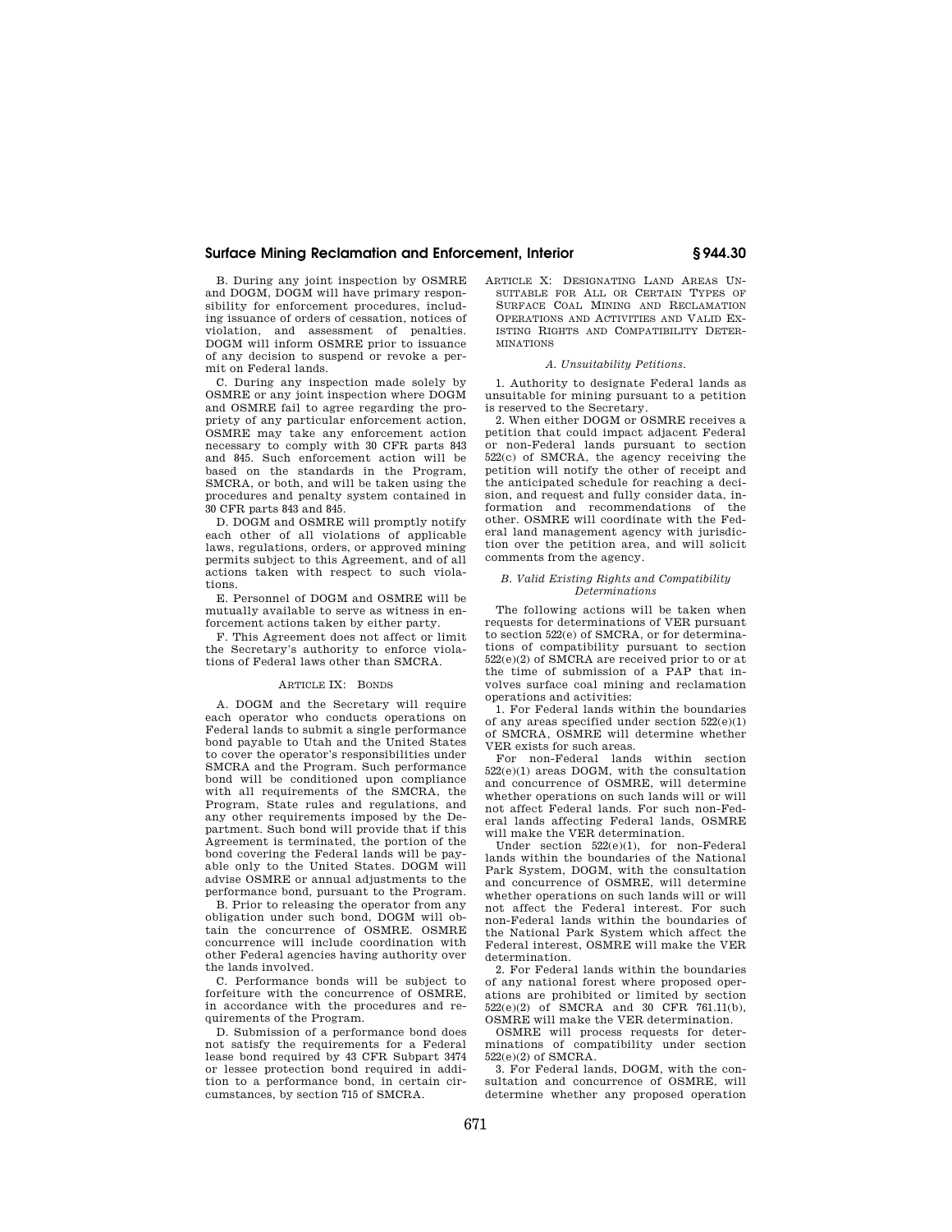B. During any joint inspection by OSMRE and DOGM, DOGM will have primary responsibility for enforcement procedures, including issuance of orders of cessation, notices of violation, and assessment of penalties. DOGM will inform OSMRE prior to issuance of any decision to suspend or revoke a permit on Federal lands.

C. During any inspection made solely by OSMRE or any joint inspection where DOGM and OSMRE fail to agree regarding the propriety of any particular enforcement action, OSMRE may take any enforcement action necessary to comply with 30 CFR parts 843 and 845. Such enforcement action will be based on the standards in the Program, SMCRA, or both, and will be taken using the procedures and penalty system contained in 30 CFR parts 843 and 845.

D. DOGM and OSMRE will promptly notify each other of all violations of applicable laws, regulations, orders, or approved mining permits subject to this Agreement, and of all actions taken with respect to such violations.

E. Personnel of DOGM and OSMRE will be mutually available to serve as witness in enforcement actions taken by either party.

F. This Agreement does not affect or limit the Secretary's authority to enforce violations of Federal laws other than SMCRA.

ARTICLE IX: BONDS

A. DOGM and the Secretary will require each operator who conducts operations on Federal lands to submit a single performance bond payable to Utah and the United States to cover the operator's responsibilities under SMCRA and the Program. Such performance bond will be conditioned upon compliance with all requirements of the SMCRA, the Program, State rules and regulations, and any other requirements imposed by the Department. Such bond will provide that if this Agreement is terminated, the portion of the bond covering the Federal lands will be payable only to the United States. DOGM will advise OSMRE or annual adjustments to the performance bond, pursuant to the Program.

B. Prior to releasing the operator from any obligation under such bond, DOGM will obtain the concurrence of OSMRE. OSMRE concurrence will include coordination with other Federal agencies having authority over the lands involved.

C. Performance bonds will be subject to forfeiture with the concurrence of OSMRE, in accordance with the procedures and requirements of the Program.

D. Submission of a performance bond does not satisfy the requirements for a Federal lease bond required by 43 CFR Subpart 3474 or lessee protection bond required in addition to a performance bond, in certain circumstances, by section 715 of SMCRA.

ARTICLE X: DESIGNATING LAND AREAS UNSUITABLE FOR ALL OR CERTAIN TYPES OF SURFACE COAL MINING AND RECLAMATION OPERATIONS AND ACTIVITIES AND VALID EXISTING RIGHTS AND COMPATIBILITY DETERMINATIONS

*A. Unsuitability Petitions.*

1. Authority to designate Federal lands as unsuitable for mining pursuant to a petition is reserved to the Secretary.

2. When either DOGM or OSMRE receives a petition that could impact adjacent Federal or non-Federal lands pursuant to section 522(c) of SMCRA, the agency receiving the petition will notify the other of receipt and the anticipated schedule for reaching a decision, and request and fully consider data, information and recommendations of the other. OSMRE will coordinate with the Federal land management agency with jurisdiction over the petition area, and will solicit comments from the agency.

*B. Valid Existing Rights and Compatibility Determinations*

The following actions will be taken when requests for determinations of VER pursuant to section 522(e) of SMCRA, or for determinations of compatibility pursuant to section 522(e)(2) of SMCRA are received prior to or at the time of submission of a PAP that involves surface coal mining and reclamation operations and activities:

1. For Federal lands within the boundaries of any areas specified under section 522(e)(1) of SMCRA, OSMRE will determine whether VER exists for such areas.

For non-Federal lands within section 522(e)(1) areas DOGM, with the consultation and concurrence of OSMRE, will determine whether operations on such lands will or will not affect Federal lands. For such non-Federal lands affecting Federal lands, OSMRE will make the VER determination.

Under section 522(e)(1), for non-Federal lands within the boundaries of the National Park System, DOGM, with the consultation and concurrence of OSMRE, will determine whether operations on such lands will or will not affect the Federal interest. For such non-Federal lands within the boundaries of the National Park System which affect the Federal interest, OSMRE will make the VER determination.

2. For Federal lands within the boundaries of any national forest where proposed operations are prohibited or limited by section 522(e)(2) of SMCRA and 30 CFR 761.11(b), OSMRE will make the VER determination.

OSMRE will process requests for determinations of compatibility under section 522(e)(2) of SMCRA.

3. For Federal lands, DOGM, with the consultation and concurrence of OSMRE, will determine whether any proposed operation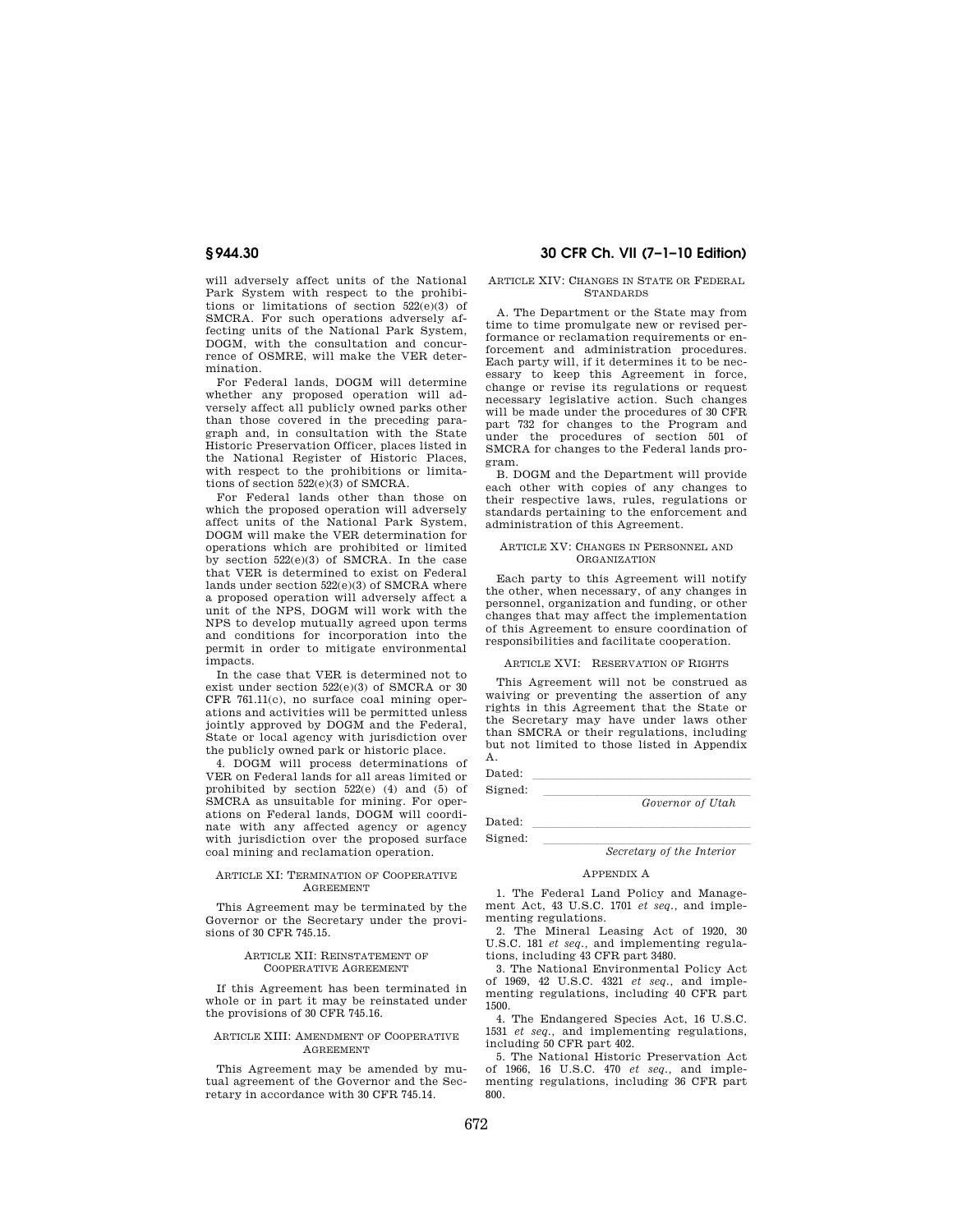will adversely affect units of the National Park System with respect to the prohibitions or limitations of section 522(e)(3) of SMCRA. For such operations adversely affecting units of the National Park System, DOGM, with the consultation and concurrence of OSMRE, will make the VER determination.

For Federal lands, DOGM will determine whether any proposed operation will adversely affect all publicly owned parks other than those covered in the preceding paragraph and, in consultation with the State Historic Preservation Officer, places listed in the National Register of Historic Places, with respect to the prohibitions or limitations of section 522(e)(3) of SMCRA.

For Federal lands other than those on which the proposed operation will adversely affect units of the National Park System, DOGM will make the VER determination for operations which are prohibited or limited by section 522(e)(3) of SMCRA. In the case that VER is determined to exist on Federal lands under section 522(e)(3) of SMCRA where a proposed operation will adversely affect a unit of the NPS, DOGM will work with the NPS to develop mutually agreed upon terms and conditions for incorporation into the permit in order to mitigate environmental impacts.

In the case that VER is determined not to exist under section 522(e)(3) of SMCRA or 30 CFR 761.11(c), no surface coal mining operations and activities will be permitted unless jointly approved by DOGM and the Federal, State or local agency with jurisdiction over the publicly owned park or historic place.

4. DOGM will process determinations of VER on Federal lands for all areas limited or prohibited by section 522(e) (4) and (5) of SMCRA as unsuitable for mining. For operations on Federal lands, DOGM will coordinate with any affected agency or agency with jurisdiction over the proposed surface coal mining and reclamation operation.

ARTICLE XI: TERMINATION OF COOPERATIVE AGREEMENT

This Agreement may be terminated by the Governor or the Secretary under the provisions of 30 CFR 745.15.

ARTICLE XII: REINSTATEMENT OF COOPERATIVE AGREEMENT

If this Agreement has been terminated in whole or in part it may be reinstated under the provisions of 30 CFR 745.16.

ARTICLE XIII: AMENDMENT OF COOPERATIVE AGREEMENT

This Agreement may be amended by mutual agreement of the Governor and the Secretary in accordance with 30 CFR 745.14.

ARTICLE XIV: CHANGES IN STATE OR FEDERAL STANDARDS

A. The Department or the State may from time to time promulgate new or revised performance or reclamation requirements or enforcement and administration procedures. Each party will, if it determines it to be necessary to keep this Agreement in force, change or revise its regulations or request necessary legislative action. Such changes will be made under the procedures of 30 CFR part 732 for changes to the Program and under the procedures of section 501 of SMCRA for changes to the Federal lands program.

B. DOGM and the Department will provide each other with copies of any changes to their respective laws, rules, regulations or standards pertaining to the enforcement and administration of this Agreement.

ARTICLE XV: CHANGES IN PERSONNEL AND ORGANIZATION

Each party to this Agreement will notify the other, when necessary, of any changes in personnel, organization and funding, or other changes that may affect the implementation of this Agreement to ensure coordination of responsibilities and facilitate cooperation.

ARTICLE XVI: RESERVATION OF RIGHTS

This Agreement will not be construed as waiving or preventing the assertion of any rights in this Agreement that the State or the Secretary may have under laws other than SMCRA or their regulations, including but not limited to those listed in Appendix A.

Dated: \_\_\_\_\_\_\_\_\_\_\_\_\_\_\_\_\_\_\_\_

Signed: \_\_\_\_\_\_\_\_\_\_\_\_\_\_\_\_\_\_\_\_

*Governor of Utah*

Dated: \_\_\_\_\_\_\_\_\_\_\_\_\_\_\_\_\_\_\_\_

Signed: \_\_\_\_\_\_\_\_\_\_\_\_\_\_\_\_\_\_\_\_

*Secretary of the Interior*

APPENDIX A

1. The Federal Land Policy and Management Act, 43 U.S.C. 1701 *et seq.*, and implementing regulations.

2. The Mineral Leasing Act of 1920, 30 U.S.C. 181 *et seq.*, and implementing regulations, including 43 CFR part 3480.

3. The National Environmental Policy Act of 1969, 42 U.S.C. 4321 *et seq.*, and implementing regulations, including 40 CFR part 1500.

4. The Endangered Species Act, 16 U.S.C. 1531 *et seq.*, and implementing regulations, including 50 CFR part 402.

5. The National Historic Preservation Act of 1966, 16 U.S.C. 470 *et seq.*, and implementing regulations, including 36 CFR part 800.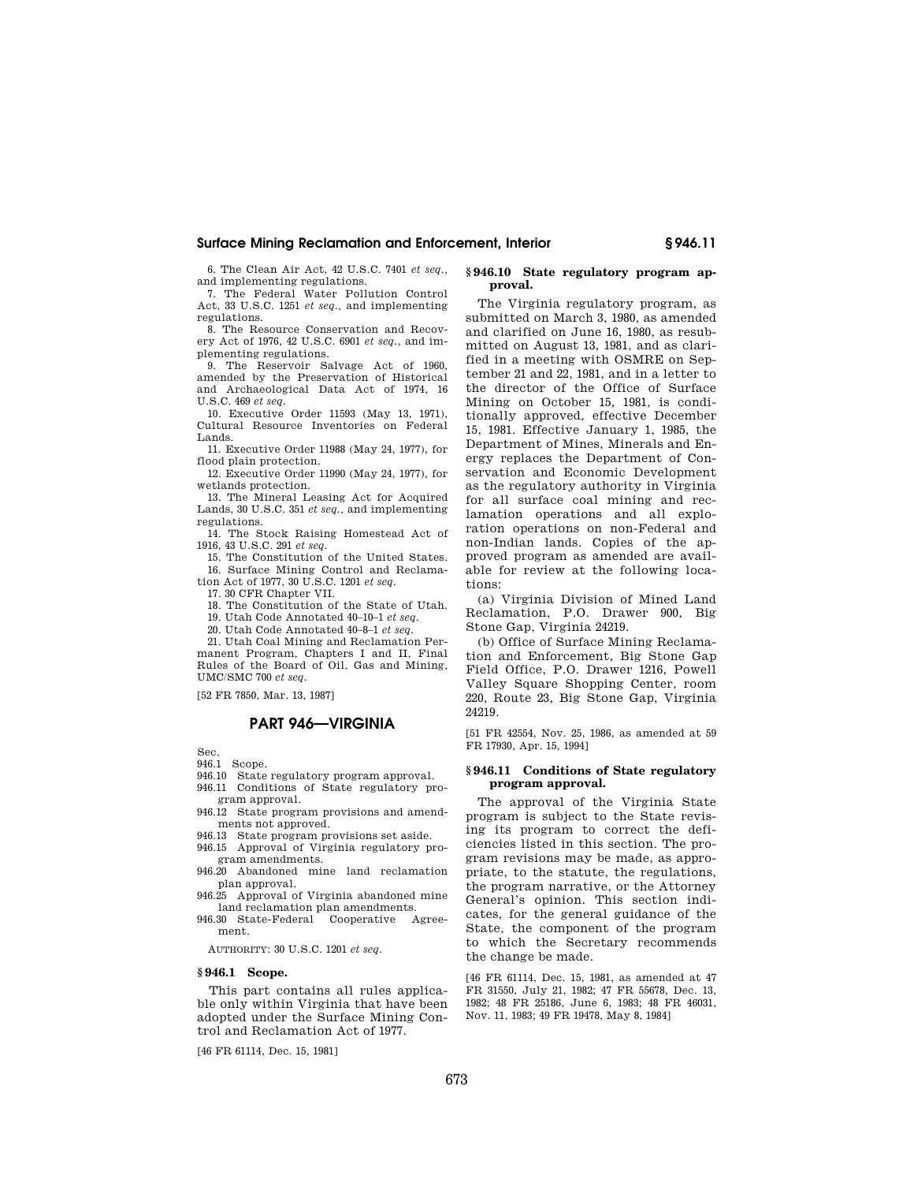6. The Clean Air Act, 42 U.S.C. 7401 *et seq.*, and implementing regulations.

7. The Federal Water Pollution Control Act, 33 U.S.C. 1251 *et seq.*, and implementing regulations.

8. The Resource Conservation and Recovery Act of 1976, 42 U.S.C. 6901 *et seq.*, and implementing regulations.

9. The Reservoir Salvage Act of 1960, amended by the Preservation of Historical and Archaeological Data Act of 1974, 16 U.S.C. 469 *et seq.*

10. Executive Order 11593 (May 13, 1971), Cultural Resource Inventories on Federal Lands.

11. Executive Order 11988 (May 24, 1977), for flood plain protection.

12. Executive Order 11990 (May 24, 1977), for wetlands protection.

13. The Mineral Leasing Act for Acquired Lands, 30 U.S.C. 351 *et seq.*, and implementing regulations.

14. The Stock Raising Homestead Act of 1916, 43 U.S.C. 291 *et seq.*

15. The Constitution of the United States.

16. Surface Mining Control and Reclamation Act of 1977, 30 U.S.C. 1201 *et seq.*

17. 30 CFR Chapter VII.

18. The Constitution of the State of Utah.

19. Utah Code Annotated 40–10–1 *et seq.*

20. Utah Code Annotated 40–8–1 *et seq.*

21. Utah Coal Mining and Reclamation Permanent Program, Chapters I and II, Final Rules of the Board of Oil, Gas and Mining, UMC/SMC 700 *et seq.*

[52 FR 7850, Mar. 13, 1987]

# PART 946—VIRGINIA

Sec.
946.1 Scope.
946.10 State regulatory program approval.
946.11 Conditions of State regulatory program approval.
946.12 State program provisions and amendments not approved.
946.13 State program provisions set aside.
946.15 Approval of Virginia regulatory program amendments.
946.20 Abandoned mine land reclamation plan approval.
946.25 Approval of Virginia abandoned mine land reclamation plan amendments.
946.30 State-Federal Cooperative Agreement.

AUTHORITY: 30 U.S.C. 1201 *et seq.*

### § 946.1 Scope.

This part contains all rules applicable only within Virginia that have been adopted under the Surface Mining Control and Reclamation Act of 1977.

[46 FR 61114, Dec. 15, 1981]

### § 946.10 State regulatory program approval.

The Virginia regulatory program, as submitted on March 3, 1980, as amended and clarified on June 16, 1980, as resubmitted on August 13, 1981, and as clarified in a meeting with OSMRE on September 21 and 22, 1981, and in a letter to the director of the Office of Surface Mining on October 15, 1981, is conditionally approved, effective December 15, 1981. Effective January 1, 1985, the Department of Mines, Minerals and Energy replaces the Department of Conservation and Economic Development as the regulatory authority in Virginia for all surface coal mining and reclamation operations and all exploration operations on non-Federal and non-Indian lands. Copies of the approved program as amended are available for review at the following locations:

(a) Virginia Division of Mined Land Reclamation, P.O. Drawer 900, Big Stone Gap, Virginia 24219.

(b) Office of Surface Mining Reclamation and Enforcement, Big Stone Gap Field Office, P.O. Drawer 1216, Powell Valley Square Shopping Center, room 220, Route 23, Big Stone Gap, Virginia 24219.

[51 FR 42554, Nov. 25, 1986, as amended at 59 FR 17930, Apr. 15, 1994]

### § 946.11 Conditions of State regulatory program approval.

The approval of the Virginia State program is subject to the State revising its program to correct the deficiencies listed in this section. The program revisions may be made, as appropriate, to the statute, the regulations, the program narrative, or the Attorney General's opinion. This section indicates, for the general guidance of the State, the component of the program to which the Secretary recommends the change be made.

[46 FR 61114, Dec. 15, 1981, as amended at 47 FR 31550, July 21, 1982; 47 FR 55678, Dec. 13, 1982; 48 FR 25186, June 6, 1983; 48 FR 46031, Nov. 11, 1983; 49 FR 19478, May 8, 1984]